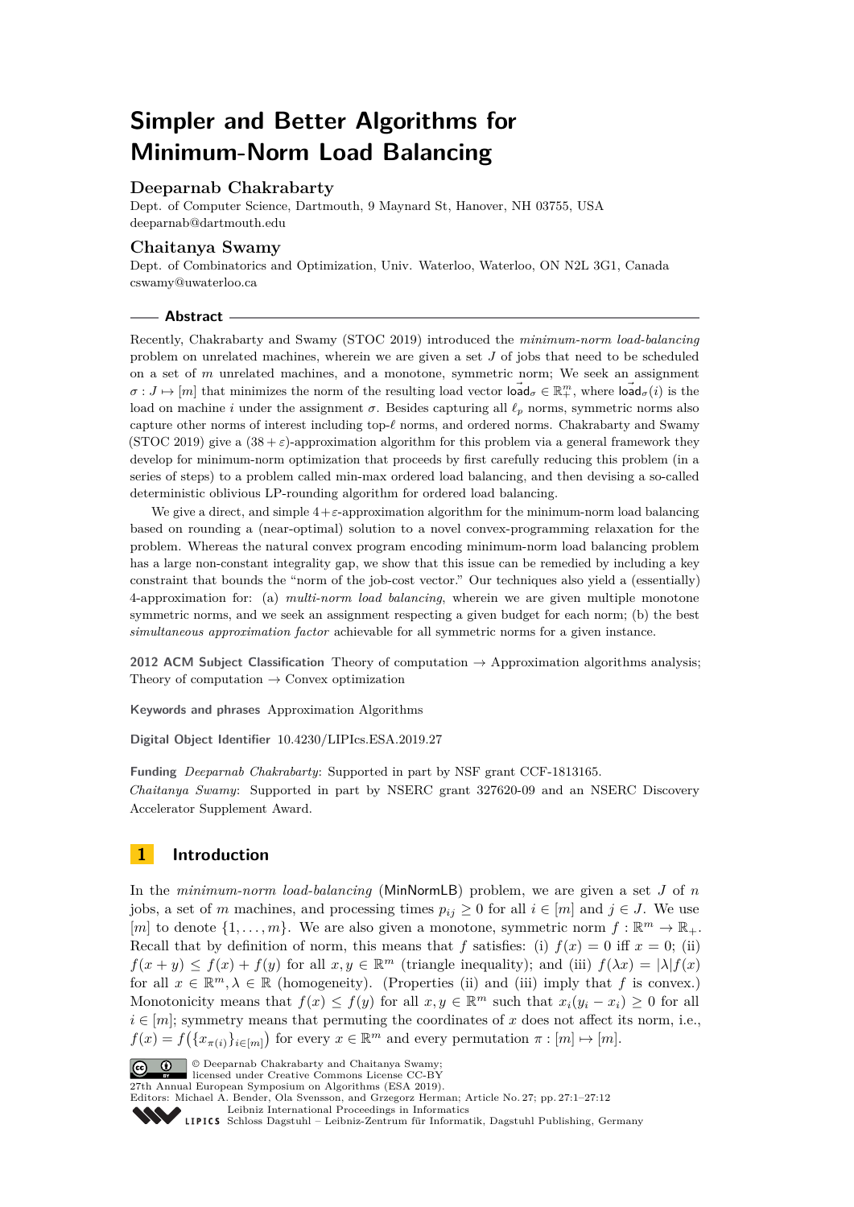# Simpler and Better Algorithms for Minimum-Norm Load Balancing

**Deeparnab Chakrabarty**
Dept. of Computer Science, Dartmouth, 9 Maynard St, Hanover, NH 03755, USA
deeparnab@dartmouth.edu

**Chaitanya Swamy**
Dept. of Combinatorics and Optimization, Univ. Waterloo, Waterloo, ON N2L 3G1, Canada
cswamy@uwaterloo.ca

## Abstract

Recently, Chakrabarty and Swamy (STOC 2019) introduced the *minimum-norm load-balancing* problem on unrelated machines, wherein we are given a set $J$ of jobs that need to be scheduled on a set of $m$ unrelated machines, and a monotone, symmetric norm; We seek an assignment $\sigma : J \mapsto [m]$ that minimizes the norm of the resulting load vector $\vec{\mathsf{load}}_\sigma \in \mathbb{R}^m_+$, where $\vec{\mathsf{load}}_\sigma(i)$ is the load on machine $i$ under the assignment $\sigma$. Besides capturing all $\ell_p$ norms, symmetric norms also capture other norms of interest including top-$\ell$ norms, and ordered norms. Chakrabarty and Swamy (STOC 2019) give a $(38+\varepsilon)$-approximation algorithm for this problem via a general framework they develop for minimum-norm optimization that proceeds by first carefully reducing this problem (in a series of steps) to a problem called min-max ordered load balancing, and then devising a so-called deterministic oblivious LP-rounding algorithm for ordered load balancing.

We give a direct, and simple $4+\varepsilon$-approximation algorithm for the minimum-norm load balancing based on rounding a (near-optimal) solution to a novel convex-programming relaxation for the problem. Whereas the natural convex program encoding minimum-norm load balancing problem has a large non-constant integrality gap, we show that this issue can be remedied by including a key constraint that bounds the "norm of the job-cost vector." Our techniques also yield a (essentially) 4-approximation for: (a) *multi-norm load balancing*, wherein we are given multiple monotone symmetric norms, and we seek an assignment respecting a given budget for each norm; (b) the best *simultaneous approximation factor* achievable for all symmetric norms for a given instance.

**2012 ACM Subject Classification** Theory of computation → Approximation algorithms analysis; Theory of computation → Convex optimization

**Keywords and phrases** Approximation Algorithms

**Digital Object Identifier** 10.4230/LIPIcs.ESA.2019.27

**Funding** *Deeparnab Chakrabarty*: Supported in part by NSF grant CCF-1813165.
*Chaitanya Swamy*: Supported in part by NSERC grant 327620-09 and an NSERC Discovery Accelerator Supplement Award.

## 1 Introduction

In the *minimum-norm load-balancing* (MinNormLB) problem, we are given a set $J$ of $n$ jobs, a set of $m$ machines, and processing times $p_{ij} \geq 0$ for all $i \in [m]$ and $j \in J$. We use $[m]$ to denote $\{1, \ldots, m\}$. We are also given a monotone, symmetric norm $f : \mathbb{R}^m \to \mathbb{R}_+$. Recall that by definition of norm, this means that $f$ satisfies: (i) $f(x) = 0$ iff $x = 0$; (ii) $f(x+y) \leq f(x) + f(y)$ for all $x, y \in \mathbb{R}^m$ (triangle inequality); and (iii) $f(\lambda x) = |\lambda| f(x)$ for all $x \in \mathbb{R}^m, \lambda \in \mathbb{R}$ (homogeneity). (Properties (ii) and (iii) imply that $f$ is convex.) Monotonicity means that $f(x) \leq f(y)$ for all $x, y \in \mathbb{R}^m$ such that $x_i(y_i - x_i) \geq 0$ for all $i \in [m]$; symmetry means that permuting the coordinates of $x$ does not affect its norm, i.e., $f(x) = f\big(\{x_{\pi(i)}\}_{i \in [m]}\big)$ for every $x \in \mathbb{R}^m$ and every permutation $\pi : [m] \mapsto [m]$.

© Deeparnab Chakrabarty and Chaitanya Swamy;
licensed under Creative Commons License CC-BY
27th Annual European Symposium on Algorithms (ESA 2019).
Editors: Michael A. Bender, Ola Svensson, and Grzegorz Herman; Article No. 27; pp. 27:1–27:12
Leibniz International Proceedings in Informatics
LIPICS Schloss Dagstuhl – Leibniz-Zentrum für Informatik, Dagstuhl Publishing, Germany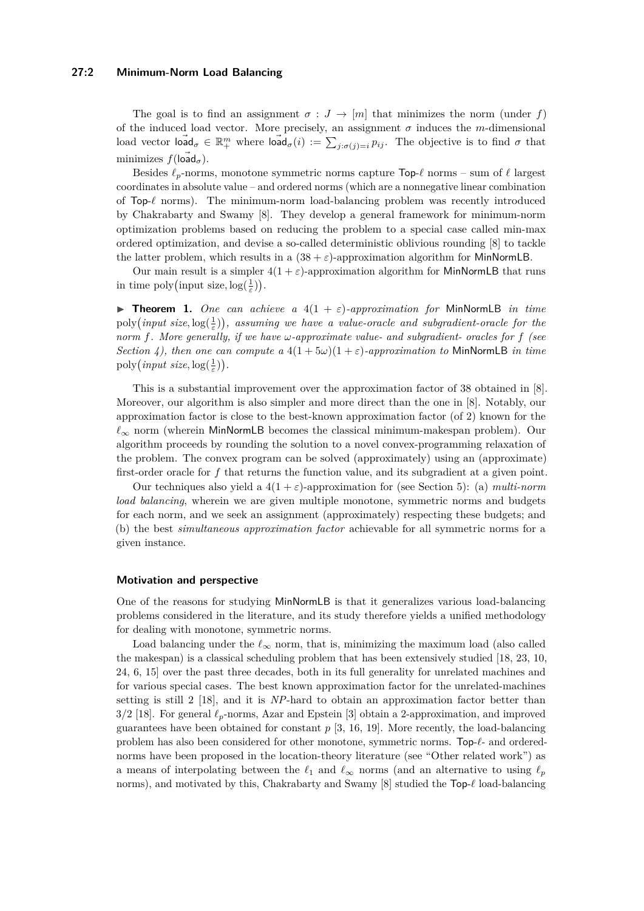The goal is to find an assignment $\sigma : J \to [m]$ that minimizes the norm (under $f$) of the induced load vector. More precisely, an assignment $\sigma$ induces the $m$-dimensional load vector $\vec{\mathsf{load}}_\sigma \in \mathbb{R}_+^m$ where $\vec{\mathsf{load}}_\sigma(i) := \sum_{j:\sigma(j)=i} p_{ij}$. The objective is to find $\sigma$ that minimizes $f(\vec{\mathsf{load}}_\sigma)$.

Besides $\ell_p$-norms, monotone symmetric norms capture Top-$\ell$ norms – sum of $\ell$ largest coordinates in absolute value – and ordered norms (which are a nonnegative linear combination of Top-$\ell$ norms). The minimum-norm load-balancing problem was recently introduced by Chakrabarty and Swamy [8]. They develop a general framework for minimum-norm optimization problems based on reducing the problem to a special case called min-max ordered optimization, and devise a so-called deterministic oblivious rounding [8] to tackle the latter problem, which results in a $(38 + \varepsilon)$-approximation algorithm for MinNormLB.

Our main result is a simpler $4(1 + \varepsilon)$-approximation algorithm for MinNormLB that runs in time $\text{poly}\big(\text{input size}, \log(\frac{1}{\varepsilon})\big)$.

▶ **Theorem 1.** *One can achieve a $4(1 + \varepsilon)$-approximation for* MinNormLB *in time $\text{poly}\big(\text{input size}, \log(\frac{1}{\varepsilon})\big)$, assuming we have a value-oracle and subgradient-oracle for the norm $f$. More generally, if we have $\omega$-approximate value- and subgradient- oracles for $f$ (see Section 4), then one can compute a $4(1 + 5\omega)(1 + \varepsilon)$-approximation to* MinNormLB *in time $\text{poly}\big(\text{input size}, \log(\frac{1}{\varepsilon})\big)$.*

This is a substantial improvement over the approximation factor of 38 obtained in [8]. Moreover, our algorithm is also simpler and more direct than the one in [8]. Notably, our approximation factor is close to the best-known approximation factor (of 2) known for the $\ell_\infty$ norm (wherein MinNormLB becomes the classical minimum-makespan problem). Our algorithm proceeds by rounding the solution to a novel convex-programming relaxation of the problem. The convex program can be solved (approximately) using an (approximate) first-order oracle for $f$ that returns the function value, and its subgradient at a given point.

Our techniques also yield a $4(1 + \varepsilon)$-approximation for (see Section 5): (a) *multi-norm load balancing*, wherein we are given multiple monotone, symmetric norms and budgets for each norm, and we seek an assignment (approximately) respecting these budgets; and (b) the best *simultaneous approximation factor* achievable for all symmetric norms for a given instance.

### Motivation and perspective

One of the reasons for studying MinNormLB is that it generalizes various load-balancing problems considered in the literature, and its study therefore yields a unified methodology for dealing with monotone, symmetric norms.

Load balancing under the $\ell_\infty$ norm, that is, minimizing the maximum load (also called the makespan) is a classical scheduling problem that has been extensively studied [18, 23, 10, 24, 6, 15] over the past three decades, both in its full generality for unrelated machines and for various special cases. The best known approximation factor for the unrelated-machines setting is still 2 [18], and it is *NP*-hard to obtain an approximation factor better than 3/2 [18]. For general $\ell_p$-norms, Azar and Epstein [3] obtain a 2-approximation, and improved guarantees have been obtained for constant $p$ [3, 16, 19]. More recently, the load-balancing problem has also been considered for other monotone, symmetric norms. Top-$\ell$- and ordered-norms have been proposed in the location-theory literature (see "Other related work") as a means of interpolating between the $\ell_1$ and $\ell_\infty$ norms (and an alternative to using $\ell_p$ norms), and motivated by this, Chakrabarty and Swamy [8] studied the Top-$\ell$ load-balancing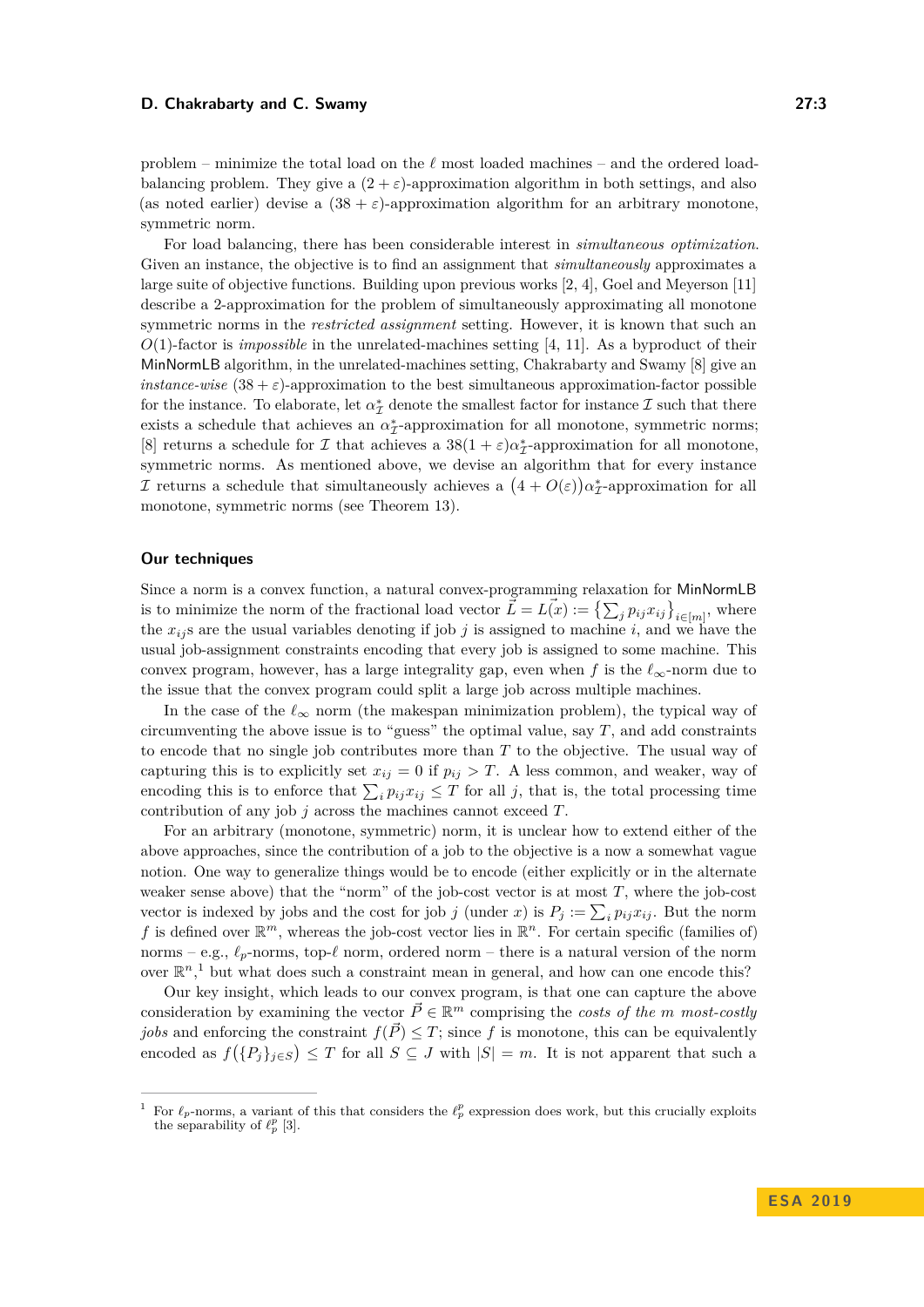problem – minimize the total load on the $\ell$ most loaded machines – and the ordered load-balancing problem. They give a $(2+\varepsilon)$-approximation algorithm in both settings, and also (as noted earlier) devise a $(38+\varepsilon)$-approximation algorithm for an arbitrary monotone, symmetric norm.

For load balancing, there has been considerable interest in *simultaneous optimization*. Given an instance, the objective is to find an assignment that *simultaneously* approximates a large suite of objective functions. Building upon previous works [2, 4], Goel and Meyerson [11] describe a 2-approximation for the problem of simultaneously approximating all monotone symmetric norms in the *restricted assignment* setting. However, it is known that such an $O(1)$-factor is *impossible* in the unrelated-machines setting [4, 11]. As a byproduct of their MinNormLB algorithm, in the unrelated-machines setting, Chakrabarty and Swamy [8] give an *instance-wise* $(38+\varepsilon)$-approximation to the best simultaneous approximation-factor possible for the instance. To elaborate, let $\alpha^*_{\mathcal{I}}$ denote the smallest factor for instance $\mathcal{I}$ such that there exists a schedule that achieves an $\alpha^*_{\mathcal{I}}$-approximation for all monotone, symmetric norms; [8] returns a schedule for $\mathcal{I}$ that achieves a $38(1+\varepsilon)\alpha^*_{\mathcal{I}}$-approximation for all monotone, symmetric norms. As mentioned above, we devise an algorithm that for every instance $\mathcal{I}$ returns a schedule that simultaneously achieves a $\big(4+O(\varepsilon)\big)\alpha^*_{\mathcal{I}}$-approximation for all monotone, symmetric norms (see Theorem 13).

## Our techniques

Since a norm is a convex function, a natural convex-programming relaxation for MinNormLB is to minimize the norm of the fractional load vector $\vec{L} = L(\vec{x}) := \big\{\sum_j p_{ij}x_{ij}\big\}_{i\in[m]}$, where the $x_{ij}$s are the usual variables denoting if job $j$ is assigned to machine $i$, and we have the usual job-assignment constraints encoding that every job is assigned to some machine. This convex program, however, has a large integrality gap, even when $f$ is the $\ell_\infty$-norm due to the issue that the convex program could split a large job across multiple machines.

In the case of the $\ell_\infty$ norm (the makespan minimization problem), the typical way of circumventing the above issue is to "guess" the optimal value, say $T$, and add constraints to encode that no single job contributes more than $T$ to the objective. The usual way of capturing this is to explicitly set $x_{ij} = 0$ if $p_{ij} > T$. A less common, and weaker, way of encoding this is to enforce that $\sum_i p_{ij}x_{ij} \le T$ for all $j$, that is, the total processing time contribution of any job $j$ across the machines cannot exceed $T$.

For an arbitrary (monotone, symmetric) norm, it is unclear how to extend either of the above approaches, since the contribution of a job to the objective is a now a somewhat vague notion. One way to generalize things would be to encode (either explicitly or in the alternate weaker sense above) that the "norm" of the job-cost vector is at most $T$, where the job-cost vector is indexed by jobs and the cost for job $j$ (under $x$) is $P_j := \sum_i p_{ij}x_{ij}$. But the norm $f$ is defined over $\mathbb{R}^m$, whereas the job-cost vector lies in $\mathbb{R}^n$. For certain specific (families of) norms – e.g., $\ell_p$-norms, top-$\ell$ norm, ordered norm – there is a natural version of the norm over $\mathbb{R}^n$,[1] but what does such a constraint mean in general, and how can one encode this?

Our key insight, which leads to our convex program, is that one can capture the above consideration by examining the vector $\vec{P} \in \mathbb{R}^m$ comprising the *costs of the $m$ most-costly jobs* and enforcing the constraint $f(\vec{P}) \le T$; since $f$ is monotone, this can be equivalently encoded as $f\big(\{P_j\}_{j\in S}\big) \le T$ for all $S \subseteq J$ with $|S| = m$. It is not apparent that such a

[1] For $\ell_p$-norms, a variant of this that considers the $\ell_p^p$ expression does work, but this crucially exploits the separability of $\ell_p^p$ [3].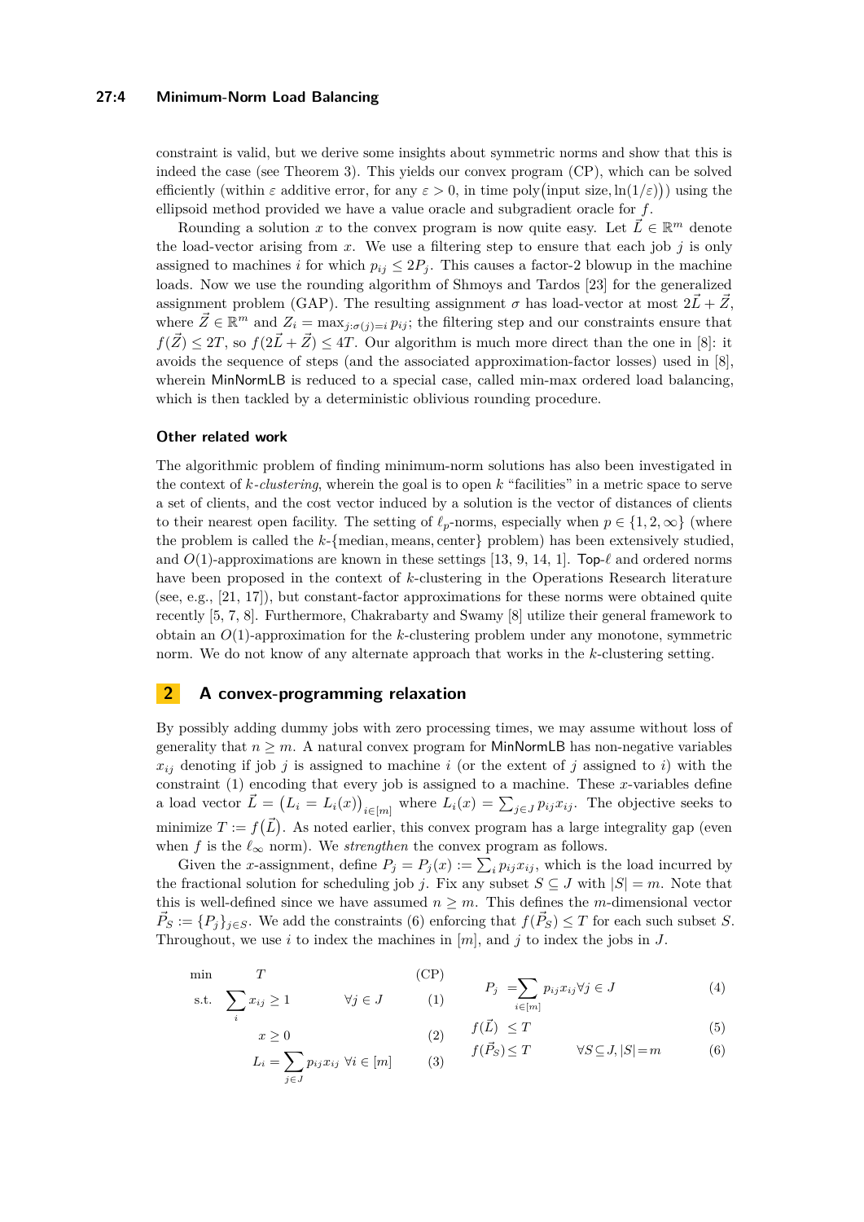constraint is valid, but we derive some insights about symmetric norms and show that this is indeed the case (see Theorem 3). This yields our convex program (CP), which can be solved efficiently (within $\varepsilon$ additive error, for any $\varepsilon > 0$, in time $\text{poly}(\text{input size}, \ln(1/\varepsilon))$) using the ellipsoid method provided we have a value oracle and subgradient oracle for $f$.

Rounding a solution $x$ to the convex program is now quite easy. Let $\vec{L} \in \mathbb{R}^m$ denote the load-vector arising from $x$. We use a filtering step to ensure that each job $j$ is only assigned to machines $i$ for which $p_{ij} \leq 2P_j$. This causes a factor-2 blowup in the machine loads. Now we use the rounding algorithm of Shmoys and Tardos [23] for the generalized assignment problem (GAP). The resulting assignment $\sigma$ has load-vector at most $2\vec{L} + \vec{Z}$, where $\vec{Z} \in \mathbb{R}^m$ and $Z_i = \max_{j:\sigma(j)=i} p_{ij}$; the filtering step and our constraints ensure that $f(\vec{Z}) \leq 2T$, so $f(2\vec{L} + \vec{Z}) \leq 4T$. Our algorithm is much more direct than the one in [8]: it avoids the sequence of steps (and the associated approximation-factor losses) used in [8], wherein MinNormLB is reduced to a special case, called min-max ordered load balancing, which is then tackled by a deterministic oblivious rounding procedure.

### Other related work

The algorithmic problem of finding minimum-norm solutions has also been investigated in the context of *k-clustering*, wherein the goal is to open $k$ "facilities" in a metric space to serve a set of clients, and the cost vector induced by a solution is the vector of distances of clients to their nearest open facility. The setting of $\ell_p$-norms, especially when $p \in \{1, 2, \infty\}$ (where the problem is called the $k$-$\{\text{median}, \text{means}, \text{center}\}$ problem) has been extensively studied, and $O(1)$-approximations are known in these settings [13, 9, 14, 1]. Top-$\ell$ and ordered norms have been proposed in the context of $k$-clustering in the Operations Research literature (see, e.g., [21, 17]), but constant-factor approximations for these norms were obtained quite recently [5, 7, 8]. Furthermore, Chakrabarty and Swamy [8] utilize their general framework to obtain an $O(1)$-approximation for the $k$-clustering problem under any monotone, symmetric norm. We do not know of any alternate approach that works in the $k$-clustering setting.

## 2 A convex-programming relaxation

By possibly adding dummy jobs with zero processing times, we may assume without loss of generality that $n \geq m$. A natural convex program for MinNormLB has non-negative variables $x_{ij}$ denoting if job $j$ is assigned to machine $i$ (or the extent of $j$ assigned to $i$) with the constraint (1) encoding that every job is assigned to a machine. These $x$-variables define a load vector $\vec{L} = \big(L_i = L_i(x)\big)_{i\in[m]}$ where $L_i(x) = \sum_{j\in J} p_{ij}x_{ij}$. The objective seeks to minimize $T := f\big(\vec{L}\big)$. As noted earlier, this convex program has a large integrality gap (even when $f$ is the $\ell_\infty$ norm). We *strengthen* the convex program as follows.

Given the $x$-assignment, define $P_j = P_j(x) := \sum_i p_{ij}x_{ij}$, which is the load incurred by the fractional solution for scheduling job $j$. Fix any subset $S \subseteq J$ with $|S| = m$. Note that this is well-defined since we have assumed $n \geq m$. This defines the $m$-dimensional vector $\vec{P}_S := \{P_j\}_{j\in S}$. We add the constraints (6) enforcing that $f(\vec{P}_S) \leq T$ for each such subset $S$. Throughout, we use $i$ to index the machines in $[m]$, and $j$ to index the jobs in $J$.

$$
\begin{aligned}
\min \quad & T && \text{(CP)} \\
\text{s.t.} \quad & \sum_i x_{ij} \geq 1 \qquad \forall j \in J && (1) \\
& x \geq 0 && (2) \\
& L_i = \sum_{j\in J} p_{ij}x_{ij} \quad \forall i \in [m] && (3) \\
& P_j = \sum_{i\in[m]} p_{ij}x_{ij} \quad \forall j \in J && (4) \\
& f(\vec{L}) \leq T && (5) \\
& f(\vec{P}_S) \leq T \qquad \forall S \subseteq J, |S| = m && (6)
\end{aligned}
$$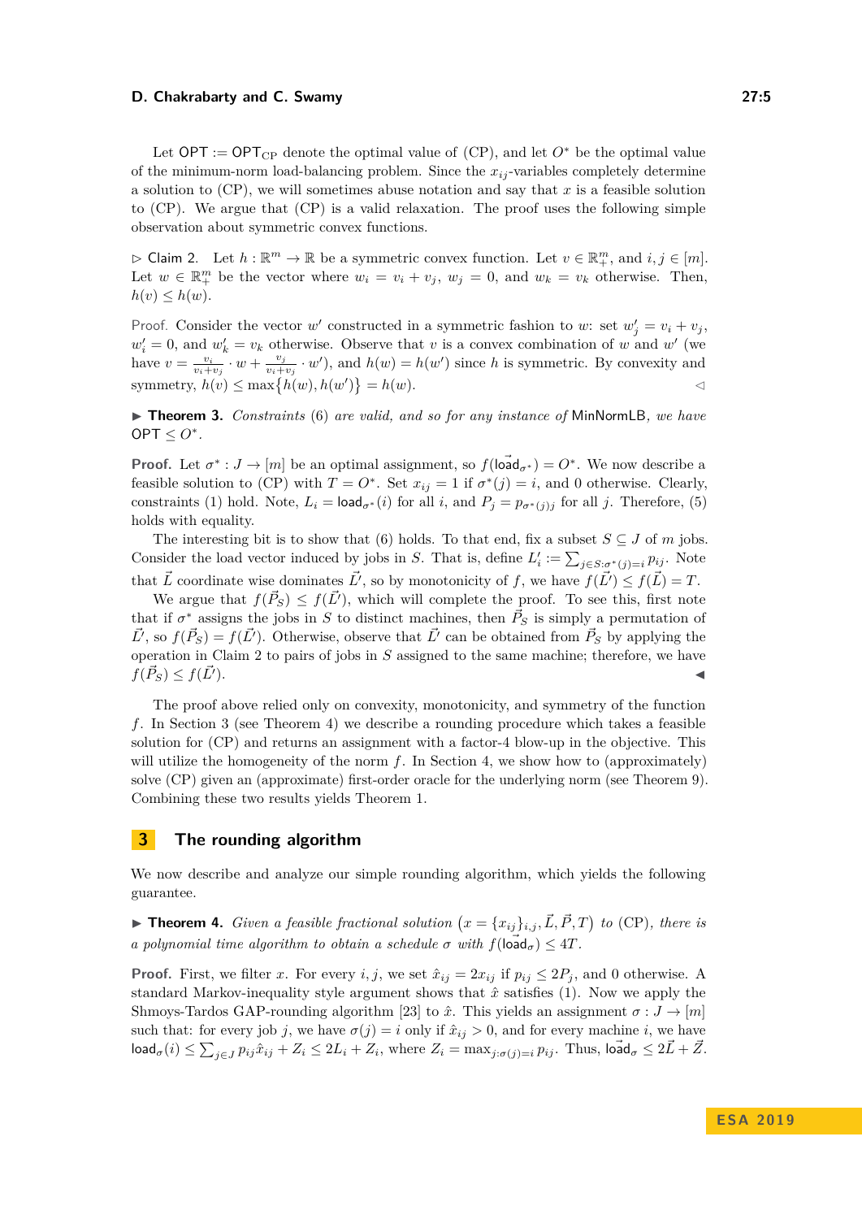Let $\mathsf{OPT} := \mathsf{OPT}_{\text{CP}}$ denote the optimal value of (CP), and let $O^*$ be the optimal value of the minimum-norm load-balancing problem. Since the $x_{ij}$-variables completely determine a solution to (CP), we will sometimes abuse notation and say that $x$ is a feasible solution to (CP). We argue that (CP) is a valid relaxation. The proof uses the following simple observation about symmetric convex functions.

▷ Claim 2. Let $h : \mathbb{R}^m \to \mathbb{R}$ be a symmetric convex function. Let $v \in \mathbb{R}^m_+$, and $i, j \in [m]$. Let $w \in \mathbb{R}^m_+$ be the vector where $w_i = v_i + v_j$, $w_j = 0$, and $w_k = v_k$ otherwise. Then, $h(v) \le h(w)$.

Proof. Consider the vector $w'$ constructed in a symmetric fashion to $w$: set $w'_j = v_i + v_j$, $w'_i = 0$, and $w'_k = v_k$ otherwise. Observe that $v$ is a convex combination of $w$ and $w'$ (we have $v = \frac{v_i}{v_i+v_j} \cdot w + \frac{v_j}{v_i+v_j} \cdot w'$), and $h(w) = h(w')$ since $h$ is symmetric. By convexity and symmetry, $h(v) \le \max\{h(w), h(w')\} = h(w)$. ◁

▶ **Theorem 3.** *Constraints (6) are valid, and so for any instance of* MinNormLB*, we have* $\mathsf{OPT} \le O^*$.

**Proof.** Let $\sigma^* : J \to [m]$ be an optimal assignment, so $f(\vec{\mathsf{load}}_{\sigma^*}) = O^*$. We now describe a feasible solution to (CP) with $T = O^*$. Set $x_{ij} = 1$ if $\sigma^*(j) = i$, and 0 otherwise. Clearly, constraints (1) hold. Note, $L_i = \mathsf{load}_{\sigma^*}(i)$ for all $i$, and $P_j = p_{\sigma^*(j)j}$ for all $j$. Therefore, (5) holds with equality.

The interesting bit is to show that (6) holds. To that end, fix a subset $S \subseteq J$ of $m$ jobs. Consider the load vector induced by jobs in $S$. That is, define $L'_i := \sum_{j \in S: \sigma^*(j)=i} p_{ij}$. Note that $\vec{L}$ coordinate wise dominates $\vec{L'}$, so by monotonicity of $f$, we have $f(\vec{L'}) \le f(\vec{L}) = T$.

We argue that $f(\vec{P}_S) \le f(\vec{L'})$, which will complete the proof. To see this, first note that if $\sigma^*$ assigns the jobs in $S$ to distinct machines, then $\vec{P}_S$ is simply a permutation of $\vec{L'}$, so $f(\vec{P}_S) = f(\vec{L'})$. Otherwise, observe that $\vec{L'}$ can be obtained from $\vec{P}_S$ by applying the operation in Claim 2 to pairs of jobs in $S$ assigned to the same machine; therefore, we have $f(\vec{P}_S) \le f(\vec{L'})$. ◀

The proof above relied only on convexity, monotonicity, and symmetry of the function $f$. In Section 3 (see Theorem 4) we describe a rounding procedure which takes a feasible solution for (CP) and returns an assignment with a factor-4 blow-up in the objective. This will utilize the homogeneity of the norm $f$. In Section 4, we show how to (approximately) solve (CP) given an (approximate) first-order oracle for the underlying norm (see Theorem 9). Combining these two results yields Theorem 1.

## 3 The rounding algorithm

We now describe and analyze our simple rounding algorithm, which yields the following guarantee.

▶ **Theorem 4.** *Given a feasible fractional solution* $\big(x = \{x_{ij}\}_{i,j}, \vec{L}, \vec{P}, T\big)$ *to* (CP)*, there is a polynomial time algorithm to obtain a schedule* $\sigma$ *with* $f(\vec{\mathsf{load}}_\sigma) \le 4T$.

**Proof.** First, we filter $x$. For every $i, j$, we set $\hat{x}_{ij} = 2x_{ij}$ if $p_{ij} \le 2P_j$, and 0 otherwise. A standard Markov-inequality style argument shows that $\hat{x}$ satisfies (1). Now we apply the Shmoys-Tardos GAP-rounding algorithm [23] to $\hat{x}$. This yields an assignment $\sigma : J \to [m]$ such that: for every job $j$, we have $\sigma(j) = i$ only if $\hat{x}_{ij} > 0$, and for every machine $i$, we have $\mathsf{load}_\sigma(i) \le \sum_{j \in J} p_{ij}\hat{x}_{ij} + Z_i \le 2L_i + Z_i$, where $Z_i = \max_{j:\sigma(j)=i} p_{ij}$. Thus, $\vec{\mathsf{load}}_\sigma \le 2\vec{L} + \vec{Z}$.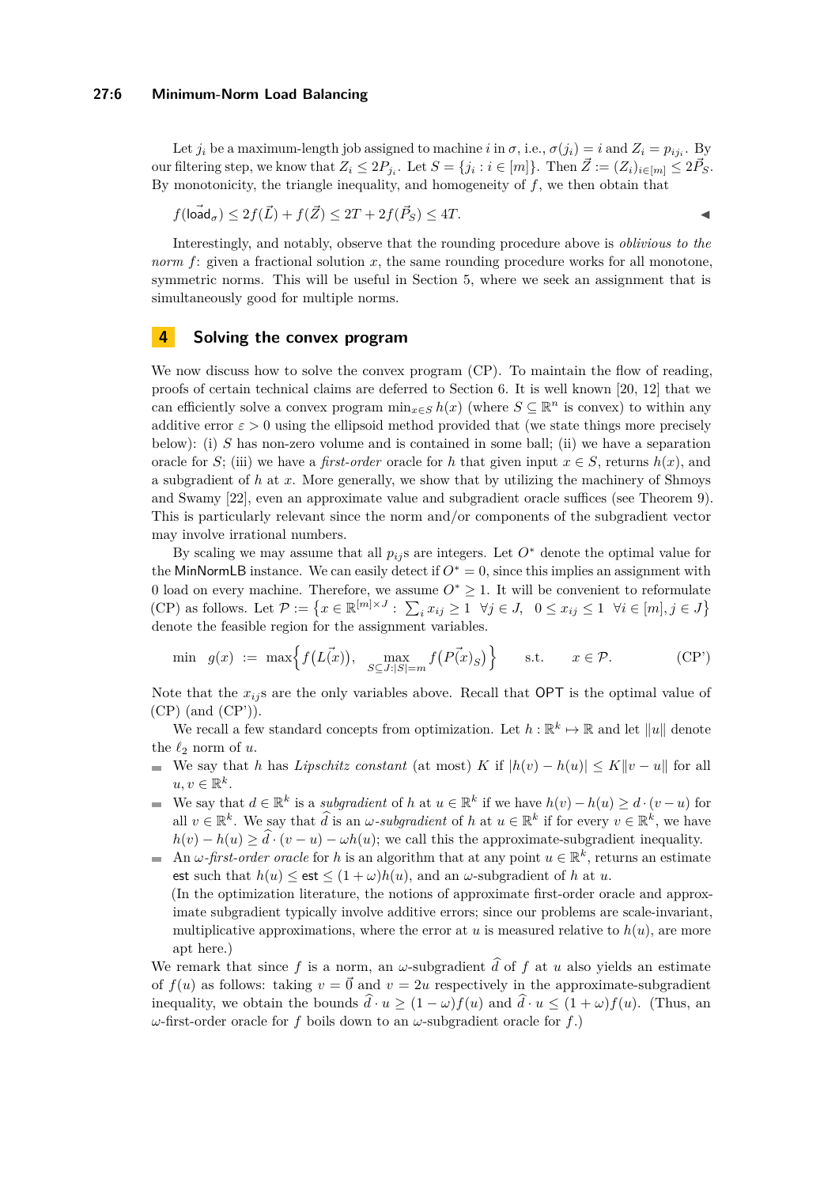Let $j_i$ be a maximum-length job assigned to machine $i$ in $\sigma$, i.e., $\sigma(j_i) = i$ and $Z_i = p_{ij_i}$. By our filtering step, we know that $Z_i \le 2P_{j_i}$. Let $S = \{j_i : i \in [m]\}$. Then $\vec{Z} := (Z_i)_{i\in[m]} \le 2\vec{P}_S$. By monotonicity, the triangle inequality, and homogeneity of $f$, we then obtain that

$$f(\vec{\mathsf{load}}_\sigma) \le 2f(\vec{L}) + f(\vec{Z}) \le 2T + 2f(\vec{P}_S) \le 4T. \qquad \blacktriangleleft$$

Interestingly, and notably, observe that the rounding procedure above is *oblivious to the norm $f$*: given a fractional solution $x$, the same rounding procedure works for all monotone, symmetric norms. This will be useful in Section 5, where we seek an assignment that is simultaneously good for multiple norms.

## 4 Solving the convex program

We now discuss how to solve the convex program (CP). To maintain the flow of reading, proofs of certain technical claims are deferred to Section 6. It is well known [20, 12] that we can efficiently solve a convex program $\min_{x\in S} h(x)$ (where $S \subseteq \mathbb{R}^n$ is convex) to within any additive error $\varepsilon > 0$ using the ellipsoid method provided that (we state things more precisely below): (i) $S$ has non-zero volume and is contained in some ball; (ii) we have a separation oracle for $S$; (iii) we have a *first-order* oracle for $h$ that given input $x \in S$, returns $h(x)$, and a subgradient of $h$ at $x$. More generally, we show that by utilizing the machinery of Shmoys and Swamy [22], even an approximate value and subgradient oracle suffices (see Theorem 9). This is particularly relevant since the norm and/or components of the subgradient vector may involve irrational numbers.

By scaling we may assume that all $p_{ij}$s are integers. Let $O^*$ denote the optimal value for the MinNormLB instance. We can easily detect if $O^* = 0$, since this implies an assignment with 0 load on every machine. Therefore, we assume $O^* \ge 1$. It will be convenient to reformulate (CP) as follows. Let $\mathcal{P} := \left\{x \in \mathbb{R}^{[m]\times J} : \sum_i x_{ij} \ge 1 \ \ \forall j \in J, \ \ 0 \le x_{ij} \le 1 \ \ \forall i \in [m], j \in J\right\}$ denote the feasible region for the assignment variables.

$$\min \quad g(x) \ := \ \max\left\{f\big(\vec{L}(x)\big), \ \max_{S\subseteq J:|S|=m} f\big(\vec{P}(x)_S\big)\right\} \qquad \text{s.t.} \qquad x \in \mathcal{P}. \tag{CP'}$$

Note that the $x_{ij}$s are the only variables above. Recall that OPT is the optimal value of (CP) (and (CP')).

We recall a few standard concepts from optimization. Let $h : \mathbb{R}^k \mapsto \mathbb{R}$ and let $\|u\|$ denote the $\ell_2$ norm of $u$.

- We say that $h$ has *Lipschitz constant* (at most) $K$ if $|h(v) - h(u)| \le K\|v - u\|$ for all $u, v \in \mathbb{R}^k$.
- We say that $d \in \mathbb{R}^k$ is a *subgradient* of $h$ at $u \in \mathbb{R}^k$ if we have $h(v) - h(u) \ge d \cdot (v - u)$ for all $v \in \mathbb{R}^k$. We say that $\widehat{d}$ is an *$\omega$-subgradient* of $h$ at $u \in \mathbb{R}^k$ if for every $v \in \mathbb{R}^k$, we have $h(v) - h(u) \ge \widehat{d} \cdot (v - u) - \omega h(u)$; we call this the approximate-subgradient inequality.
- An *$\omega$-first-order oracle* for $h$ is an algorithm that at any point $u \in \mathbb{R}^k$, returns an estimate $\mathsf{est}$ such that $h(u) \le \mathsf{est} \le (1 + \omega)h(u)$, and an $\omega$-subgradient of $h$ at $u$.

  (In the optimization literature, the notions of approximate first-order oracle and approximate subgradient typically involve additive errors; since our problems are scale-invariant, multiplicative approximations, where the error at $u$ is measured relative to $h(u)$, are more apt here.)

We remark that since $f$ is a norm, an $\omega$-subgradient $\widehat{d}$ of $f$ at $u$ also yields an estimate of $f(u)$ as follows: taking $v = \vec{0}$ and $v = 2u$ respectively in the approximate-subgradient inequality, we obtain the bounds $\widehat{d} \cdot u \ge (1 - \omega)f(u)$ and $\widehat{d} \cdot u \le (1 + \omega)f(u)$. (Thus, an $\omega$-first-order oracle for $f$ boils down to an $\omega$-subgradient oracle for $f$.)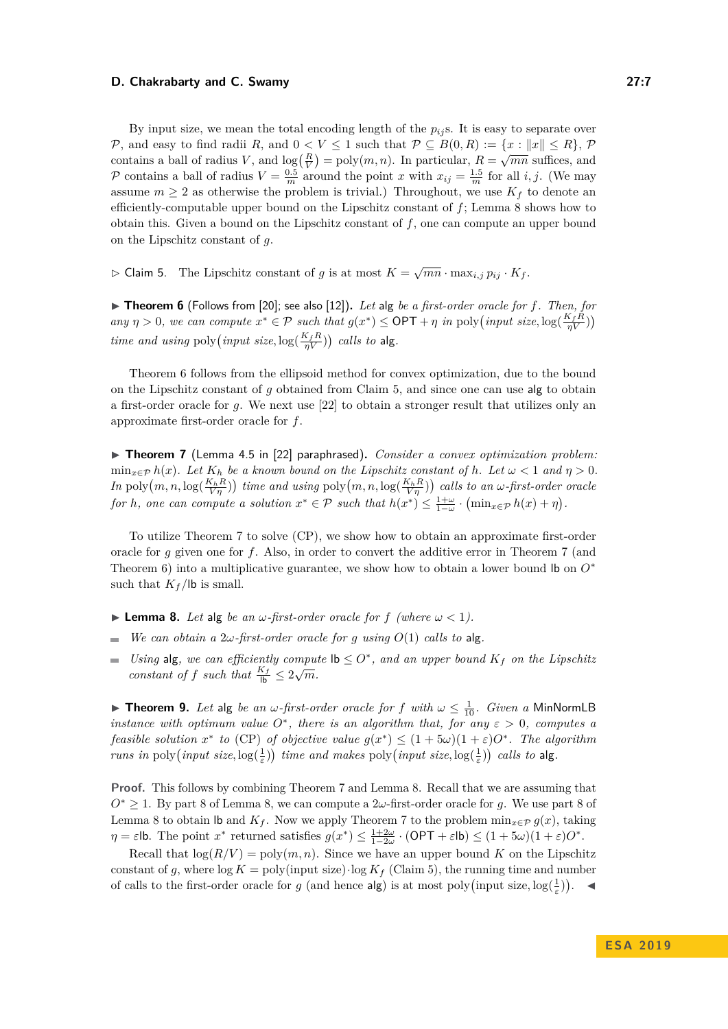By input size, we mean the total encoding length of the $p_{ij}$s. It is easy to separate over $\mathcal{P}$, and easy to find radii $R$, and $0 < V \leq 1$ such that $\mathcal{P} \subseteq B(0,R) := \{x : \|x\| \leq R\}$, $\mathcal{P}$ contains a ball of radius $V$, and $\log(\frac{R}{V}) = \text{poly}(m,n)$. In particular, $R = \sqrt{mn}$ suffices, and $\mathcal{P}$ contains a ball of radius $V = \frac{0.5}{m}$ around the point $x$ with $x_{ij} = \frac{1.5}{m}$ for all $i,j$. (We may assume $m \geq 2$ as otherwise the problem is trivial.) Throughout, we use $K_f$ to denote an efficiently-computable upper bound on the Lipschitz constant of $f$; Lemma 8 shows how to obtain this. Given a bound on the Lipschitz constant of $f$, one can compute an upper bound on the Lipschitz constant of $g$.

▷ Claim 5. The Lipschitz constant of $g$ is at most $K = \sqrt{mn} \cdot \max_{i,j} p_{ij} \cdot K_f$.

▶ **Theorem 6** (Follows from [20]; see also [12]). *Let* alg *be a first-order oracle for $f$. Then, for any $\eta > 0$, we can compute $x^* \in \mathcal{P}$ such that $g(x^*) \leq \mathsf{OPT} + \eta$ in $\text{poly}\big(\text{input size}, \log(\frac{K_f R}{\eta V})\big)$ time and using $\text{poly}\big(\text{input size}, \log(\frac{K_f R}{\eta V})\big)$ calls to* alg.

Theorem 6 follows from the ellipsoid method for convex optimization, due to the bound on the Lipschitz constant of $g$ obtained from Claim 5, and since one can use alg to obtain a first-order oracle for $g$. We next use [22] to obtain a stronger result that utilizes only an approximate first-order oracle for $f$.

▶ **Theorem 7** (Lemma 4.5 in [22] paraphrased). *Consider a convex optimization problem: $\min_{x \in \mathcal{P}} h(x)$. Let $K_h$ be a known bound on the Lipschitz constant of $h$. Let $\omega < 1$ and $\eta > 0$. In $\text{poly}\big(m, n, \log(\frac{K_h R}{V\eta})\big)$ time and using $\text{poly}\big(m, n, \log(\frac{K_h R}{V\eta})\big)$ calls to an $\omega$-first-order oracle for $h$, one can compute a solution $x^* \in \mathcal{P}$ such that $h(x^*) \leq \frac{1+\omega}{1-\omega} \cdot \big(\min_{x \in \mathcal{P}} h(x) + \eta\big)$.*

To utilize Theorem 7 to solve (CP), we show how to obtain an approximate first-order oracle for $g$ given one for $f$. Also, in order to convert the additive error in Theorem 7 (and Theorem 6) into a multiplicative guarantee, we show how to obtain a lower bound $\mathsf{lb}$ on $O^*$ such that $K_f/\mathsf{lb}$ is small.

▶ **Lemma 8.** *Let* alg *be an $\omega$-first-order oracle for $f$ (where $\omega < 1$).*

- *We can obtain a $2\omega$-first-order oracle for $g$ using $O(1)$ calls to* alg.
- *Using* alg*, we can efficiently compute $\mathsf{lb} \leq O^*$, and an upper bound $K_f$ on the Lipschitz constant of $f$ such that $\frac{K_f}{\mathsf{lb}} \leq 2\sqrt{m}$.*

▶ **Theorem 9.** *Let* alg *be an $\omega$-first-order oracle for $f$ with $\omega \leq \frac{1}{10}$. Given a* MinNormLB *instance with optimum value $O^*$, there is an algorithm that, for any $\varepsilon > 0$, computes a feasible solution $x^*$ to* (CP) *of objective value $g(x^*) \leq (1+5\omega)(1+\varepsilon)O^*$. The algorithm runs in $\text{poly}\big(\text{input size}, \log(\frac{1}{\varepsilon})\big)$ time and makes $\text{poly}\big(\text{input size}, \log(\frac{1}{\varepsilon})\big)$ calls to* alg.

**Proof.** This follows by combining Theorem 7 and Lemma 8. Recall that we are assuming that $O^* \geq 1$. By part 8 of Lemma 8, we can compute a $2\omega$-first-order oracle for $g$. We use part 8 of Lemma 8 to obtain $\mathsf{lb}$ and $K_f$. Now we apply Theorem 7 to the problem $\min_{x \in \mathcal{P}} g(x)$, taking $\eta = \varepsilon \mathsf{lb}$. The point $x^*$ returned satisfies $g(x^*) \leq \frac{1+2\omega}{1-2\omega} \cdot (\mathsf{OPT} + \varepsilon \mathsf{lb}) \leq (1+5\omega)(1+\varepsilon)O^*$.

Recall that $\log(R/V) = \text{poly}(m,n)$. Since we have an upper bound $K$ on the Lipschitz constant of $g$, where $\log K = \text{poly}(\text{input size}) \cdot \log K_f$ (Claim 5), the running time and number of calls to the first-order oracle for $g$ (and hence alg) is at most $\text{poly}\big(\text{input size}, \log(\frac{1}{\varepsilon})\big)$. ◀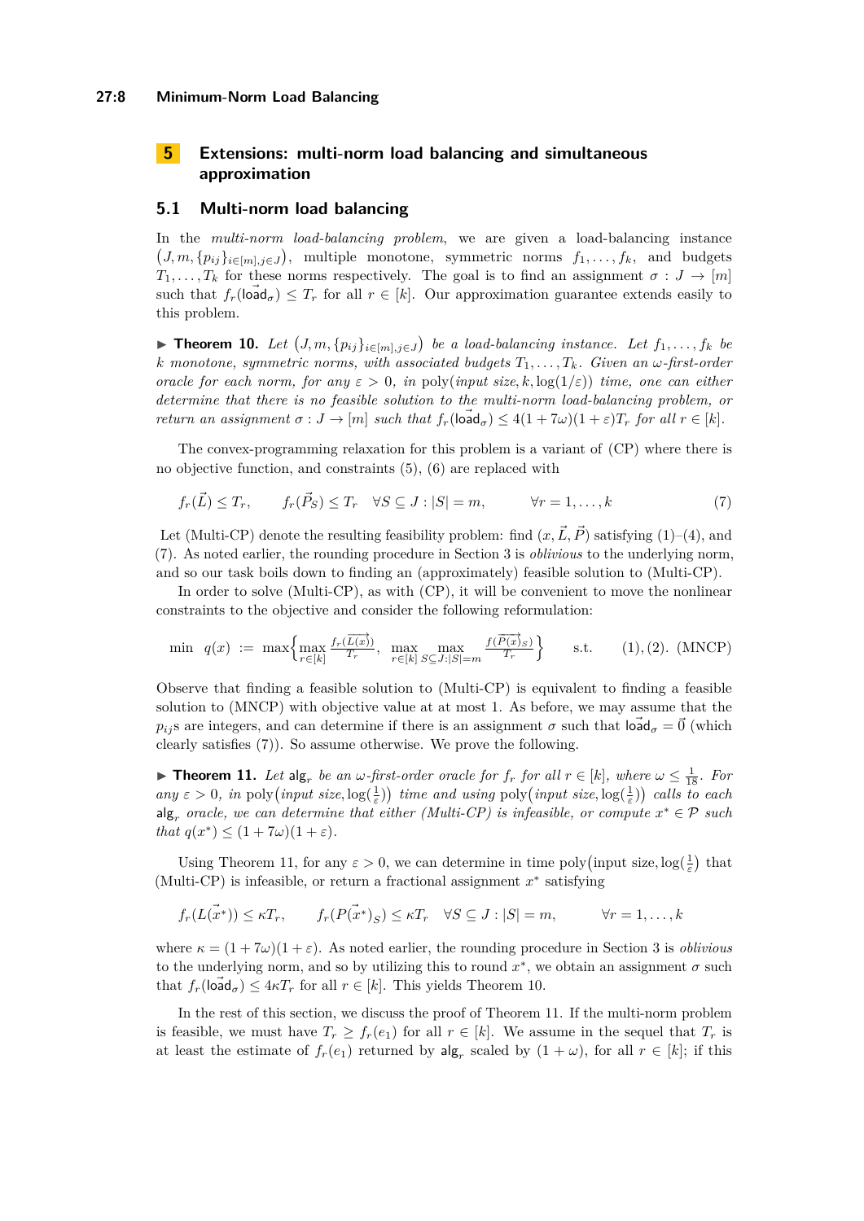## 5 Extensions: multi-norm load balancing and simultaneous approximation

### 5.1 Multi-norm load balancing

In the *multi-norm load-balancing problem*, we are given a load-balancing instance $\left(J, m, \{p_{ij}\}_{i\in[m],j\in J}\right)$, multiple monotone, symmetric norms $f_1, \ldots, f_k$, and budgets $T_1, \ldots, T_k$ for these norms respectively. The goal is to find an assignment $\sigma : J \to [m]$ such that $f_r(\vec{\mathsf{load}}_\sigma) \le T_r$ for all $r \in [k]$. Our approximation guarantee extends easily to this problem.

▶ **Theorem 10.** *Let $\left(J, m, \{p_{ij}\}_{i\in[m],j\in J}\right)$ be a load-balancing instance. Let $f_1, \ldots, f_k$ be $k$ monotone, symmetric norms, with associated budgets $T_1, \ldots, T_k$. Given an $\omega$-first-order oracle for each norm, for any $\varepsilon > 0$, in $\mathrm{poly}(\textit{input size}, k, \log(1/\varepsilon))$ time, one can either determine that there is no feasible solution to the multi-norm load-balancing problem, or return an assignment $\sigma : J \to [m]$ such that $f_r(\vec{\mathsf{load}}_\sigma) \le 4(1 + 7\omega)(1 + \varepsilon)T_r$ for all $r \in [k]$.*

The convex-programming relaxation for this problem is a variant of (CP) where there is no objective function, and constraints (5), (6) are replaced with

$$f_r(\vec{L}) \le T_r, \qquad f_r(\vec{P}_S) \le T_r \quad \forall S \subseteq J : |S| = m, \qquad \forall r = 1, \ldots, k \tag{7}$$

Let (Multi-CP) denote the resulting feasibility problem: find $(x, \vec{L}, \vec{P})$ satisfying (1)–(4), and (7). As noted earlier, the rounding procedure in Section 3 is *oblivious* to the underlying norm, and so our task boils down to finding an (approximately) feasible solution to (Multi-CP).

In order to solve (Multi-CP), as with (CP), it will be convenient to move the nonlinear constraints to the objective and consider the following reformulation:

$$\min \quad q(x) \ := \ \max\left\{\max_{r\in[k]} \frac{f_r(\overrightarrow{L(x)})}{T_r}, \ \max_{r\in[k]} \max_{S\subseteq J:|S|=m} \frac{f(\overrightarrow{P(x)}_S)}{T_r}\right\} \qquad \text{s.t.} \qquad (1), (2). \ \text{(MNCP)}$$

Observe that finding a feasible solution to (Multi-CP) is equivalent to finding a feasible solution to (MNCP) with objective value at at most 1. As before, we may assume that the $p_{ij}$s are integers, and can determine if there is an assignment $\sigma$ such that $\vec{\mathsf{load}}_\sigma = \vec{0}$ (which clearly satisfies (7)). So assume otherwise. We prove the following.

▶ **Theorem 11.** *Let $\mathsf{alg}_r$ be an $\omega$-first-order oracle for $f_r$ for all $r \in [k]$, where $\omega \le \frac{1}{18}$. For any $\varepsilon > 0$, in $\mathrm{poly}\left(\textit{input size}, \log(\frac{1}{\varepsilon})\right)$ time and using $\mathrm{poly}\left(\textit{input size}, \log(\frac{1}{\varepsilon})\right)$ calls to each $\mathsf{alg}_r$ oracle, we can determine that either (Multi-CP) is infeasible, or compute $x^* \in \mathcal{P}$ such that $q(x^*) \le (1 + 7\omega)(1 + \varepsilon)$.*

Using Theorem 11, for any $\varepsilon > 0$, we can determine in time $\mathrm{poly}\left(\text{input size}, \log(\frac{1}{\varepsilon}\right)$ that (Multi-CP) is infeasible, or return a fractional assignment $x^*$ satisfying

$$f_r(L(\vec{x^*})) \le \kappa T_r, \qquad f_r(P(\vec{x^*})_S) \le \kappa T_r \quad \forall S \subseteq J : |S| = m, \qquad \forall r = 1, \ldots, k$$

where $\kappa = (1 + 7\omega)(1 + \varepsilon)$. As noted earlier, the rounding procedure in Section 3 is *oblivious* to the underlying norm, and so by utilizing this to round $x^*$, we obtain an assignment $\sigma$ such that $f_r(\vec{\mathsf{load}}_\sigma) \le 4\kappa T_r$ for all $r \in [k]$. This yields Theorem 10.

In the rest of this section, we discuss the proof of Theorem 11. If the multi-norm problem is feasible, we must have $T_r \ge f_r(e_1)$ for all $r \in [k]$. We assume in the sequel that $T_r$ is at least the estimate of $f_r(e_1)$ returned by $\mathsf{alg}_r$ scaled by $(1 + \omega)$, for all $r \in [k]$; if this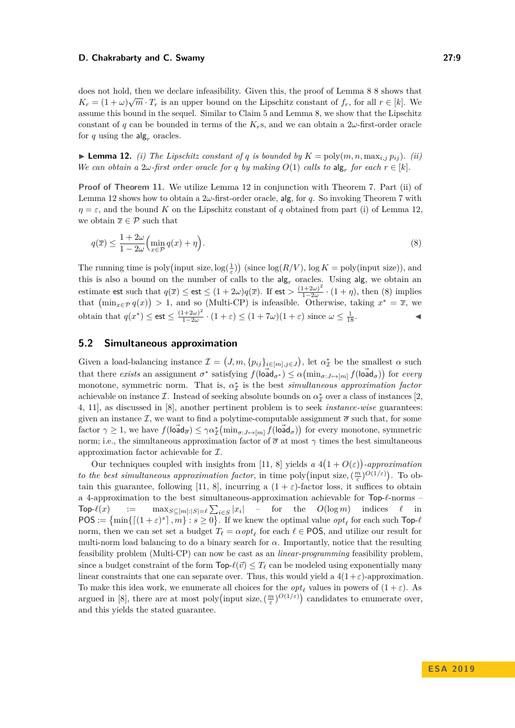does not hold, then we declare infeasibility. Given this, the proof of Lemma 8 8 shows that $K_r = (1+\omega)\sqrt{m} \cdot T_r$ is an upper bound on the Lipschitz constant of $f_r$, for all $r \in [k]$. We assume this bound in the sequel. Similar to Claim 5 and Lemma 8, we show that the Lipschitz constant of $q$ can be bounded in terms of the $K_r$s, and we can obtain a $2\omega$-first-order oracle for $q$ using the $\mathsf{alg}_r$ oracles.

▶ **Lemma 12.** *(i) The Lipschitz constant of $q$ is bounded by $K = \text{poly}(m, n, \max_{i,j} p_{ij})$. (ii) We can obtain a $2\omega$-first order oracle for $q$ by making $O(1)$ calls to $\mathsf{alg}_r$ for each $r \in [k]$.*

**Proof of Theorem 11.** We utilize Lemma 12 in conjunction with Theorem 7. Part (ii) of Lemma 12 shows how to obtain a $2\omega$-first-order oracle, $\mathsf{alg}$, for $q$. So invoking Theorem 7 with $\eta = \varepsilon$, and the bound $K$ on the Lipschitz constant of $q$ obtained from part (i) of Lemma 12, we obtain $\overline{x} \in \mathcal{P}$ such that

$$q(\overline{x}) \le \frac{1+2\omega}{1-2\omega}\Big(\min_{x \in \mathcal{P}} q(x) + \eta\Big). \tag{8}$$

The running time is $\text{poly}\big(\text{input size}, \log(\tfrac{1}{\varepsilon})\big)$ (since $\log(R/V), \log K = \text{poly(input size)}$), and this is also a bound on the number of calls to the $\mathsf{alg}_r$ oracles. Using $\mathsf{alg}$, we obtain an estimate $\mathsf{est}$ such that $q(\overline{x}) \le \mathsf{est} \le (1+2\omega)q(\overline{x})$. If $\mathsf{est} > \frac{(1+2\omega)^2}{1-2\omega} \cdot (1+\eta)$, then (8) implies that $\big(\min_{x \in \mathcal{P}} q(x)\big) > 1$, and so (Multi-CP) is infeasible. Otherwise, taking $x^* = \overline{x}$, we obtain that $q(x^*) \le \mathsf{est} \le \frac{(1+2\omega)^2}{1-2\omega} \cdot (1+\varepsilon) \le (1+7\omega)(1+\varepsilon)$ since $\omega \le \frac{1}{18}$. ◀

## 5.2 Simultaneous approximation

Given a load-balancing instance $\mathcal{I} = \big(J, m, \{p_{ij}\}_{i \in [m], j \in J}\big)$, let $\alpha^*_{\mathcal{I}}$ be the smallest $\alpha$ such that there *exists* an assignment $\sigma^*$ satisfying $f(\vec{\mathsf{load}}_{\sigma^*}) \le \alpha\big(\min_{\sigma: J \mapsto [m]} f(\vec{\mathsf{load}}_\sigma)\big)$ for *every* monotone, symmetric norm. That is, $\alpha^*_{\mathcal{I}}$ is the best *simultaneous approximation factor* achievable on instance $\mathcal{I}$. Instead of seeking absolute bounds on $\alpha^*_{\mathcal{I}}$ over a class of instances [2, 4, 11], as discussed in [8], another pertinent problem is to seek *instance-wise* guarantees: given an instance $\mathcal{I}$, we want to find a polytime-computable assignment $\overline{\sigma}$ such that, for some factor $\gamma \ge 1$, we have $f(\vec{\mathsf{load}}_{\overline{\sigma}}) \le \gamma\alpha^*_{\mathcal{I}}\big(\min_{\sigma: J \mapsto [m]} f(\vec{\mathsf{load}}_\sigma)\big)$ for every monotone, symmetric norm; i.e., the simultaneous approximation factor of $\overline{\sigma}$ at most $\gamma$ times the best simultaneous approximation factor achievable for $\mathcal{I}$.

Our techniques coupled with insights from [11, 8] yields *a $4\big(1+O(\varepsilon)\big)$-approximation to the best simultaneous approximation factor*, in time $\text{poly}\big(\text{input size}, (\frac{m}{\varepsilon})^{O(1/\varepsilon)}\big)$. To obtain this guarantee, following [11, 8], incurring a $(1+\varepsilon)$-factor loss, it suffices to obtain a 4-approximation to the best simultaneous-approximation achievable for Top-$\ell$-norms – $\text{Top-}\ell(x) := \max_{S \subseteq [m]: |S| = \ell} \sum_{i \in S} |x_i|$ – for the $O(\log m)$ indices $\ell$ in $\mathsf{POS} := \big\{\min\{\lceil (1+\varepsilon)^s \rceil, m\} : s \ge 0\big\}$. If we knew the optimal value $opt_\ell$ for each such Top-$\ell$ norm, then we can set set a budget $T_\ell = \alpha\, opt_\ell$ for each $\ell \in \mathsf{POS}$, and utilize our result for multi-norm load balancing to do a binary search for $\alpha$. Importantly, notice that the resulting feasibility problem (Multi-CP) can now be cast as an *linear-programming* feasibility problem, since a budget constraint of the form $\text{Top-}\ell(\vec{v}) \le T_\ell$ can be modeled using exponentially many linear constraints that one can separate over. Thus, this would yield a $4(1+\varepsilon)$-approximation. To make this idea work, we enumerate all choices for the $opt_\ell$ values in powers of $(1+\varepsilon)$. As argued in [8], there are at most $\text{poly}\big(\text{input size}, (\frac{m}{\varepsilon})^{O(1/\varepsilon)}\big)$ candidates to enumerate over, and this yields the stated guarantee.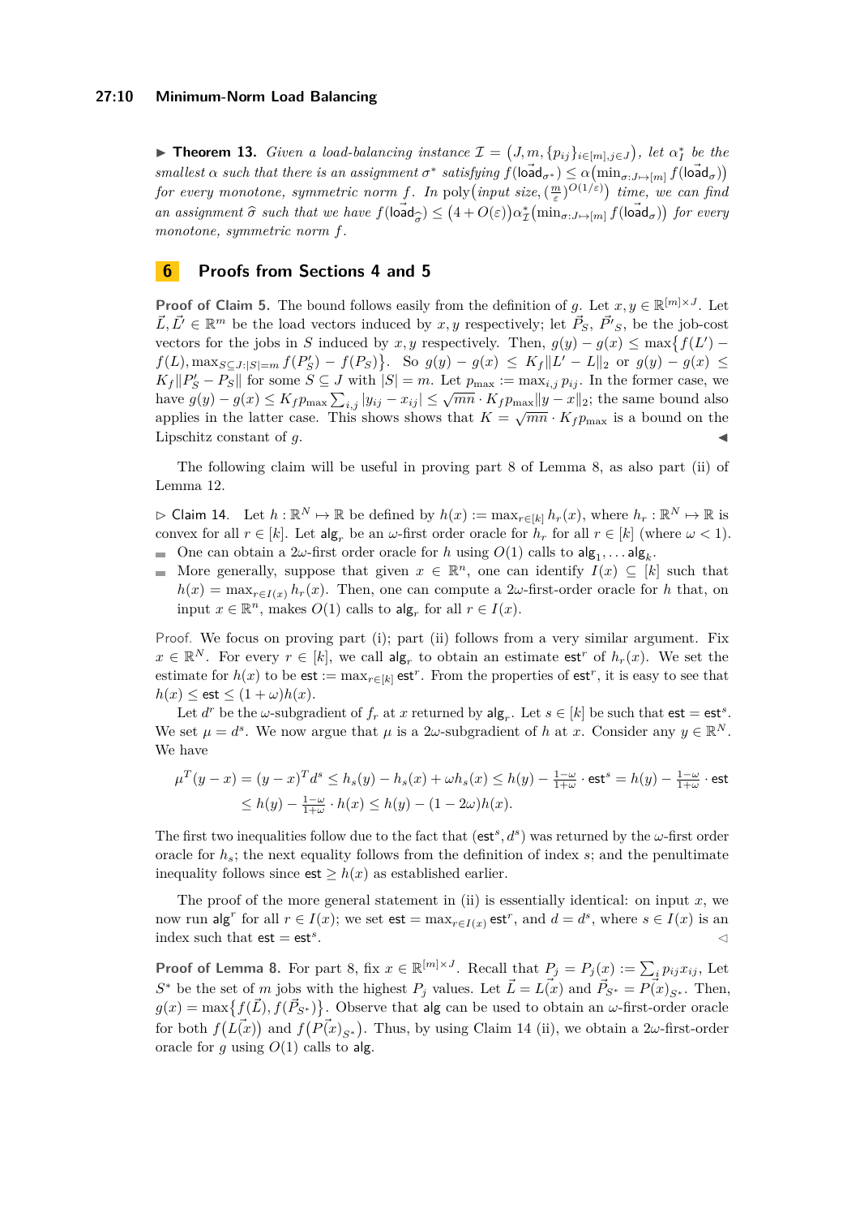▶ **Theorem 13.** *Given a load-balancing instance $\mathcal{I} = \big(J, m, \{p_{ij}\}_{i\in[m], j\in J}\big)$, let $\alpha^*_{\mathcal{I}}$ be the smallest $\alpha$ such that there is an assignment $\sigma^*$ satisfying $f(\vec{\mathsf{load}}_{\sigma^*}) \le \alpha\big(\min_{\sigma:J\mapsto[m]} f(\vec{\mathsf{load}}_\sigma)\big)$ for every monotone, symmetric norm $f$. In $\mathrm{poly}\big(\text{input size}, (\frac{m}{\varepsilon})^{O(1/\varepsilon)}\big)$ time, we can find an assignment $\widehat{\sigma}$ such that we have $f(\vec{\mathsf{load}}_{\widehat{\sigma}}) \le \big(4 + O(\varepsilon)\big)\alpha^*_{\mathcal{I}}\big(\min_{\sigma:J\mapsto[m]} f(\vec{\mathsf{load}}_\sigma)\big)$ for every monotone, symmetric norm $f$.*

# 6 Proofs from Sections 4 and 5

**Proof of Claim 5.** The bound follows easily from the definition of $g$. Let $x, y \in \mathbb{R}^{[m]\times J}$. Let $\vec{L}, \vec{L'} \in \mathbb{R}^m$ be the load vectors induced by $x, y$ respectively; let $\vec{P}_S$, $\vec{P'}_S$, be the job-cost vectors for the jobs in $S$ induced by $x, y$ respectively. Then, $g(y) - g(x) \le \max\big\{f(L') - f(L), \max_{S\subseteq J:|S|=m} f(P'_S) - f(P_S)\big\}$. So $g(y) - g(x) \le K_f\|L' - L\|_2$ or $g(y) - g(x) \le K_f\|P'_S - P_S\|$ for some $S \subseteq J$ with $|S| = m$. Let $p_{\max} := \max_{i,j} p_{ij}$. In the former case, we have $g(y) - g(x) \le K_f p_{\max} \sum_{i,j} |y_{ij} - x_{ij}| \le \sqrt{mn}\cdot K_f p_{\max}\|y - x\|_2$; the same bound also applies in the latter case. This shows shows that $K = \sqrt{mn}\cdot K_f p_{\max}$ is a bound on the Lipschitz constant of $g$. ◀

The following claim will be useful in proving part 8 of Lemma 8, as also part (ii) of Lemma 12.

▷ Claim 14. Let $h : \mathbb{R}^N \mapsto \mathbb{R}$ be defined by $h(x) := \max_{r\in[k]} h_r(x)$, where $h_r : \mathbb{R}^N \mapsto \mathbb{R}$ is convex for all $r \in [k]$. Let $\mathsf{alg}_r$ be an $\omega$-first order oracle for $h_r$ for all $r \in [k]$ (where $\omega < 1$).

- One can obtain a $2\omega$-first order oracle for $h$ using $O(1)$ calls to $\mathsf{alg}_1, \dots \mathsf{alg}_k$.
- More generally, suppose that given $x \in \mathbb{R}^n$, one can identify $I(x) \subseteq [k]$ such that $h(x) = \max_{r\in I(x)} h_r(x)$. Then, one can compute a $2\omega$-first-order oracle for $h$ that, on input $x \in \mathbb{R}^n$, makes $O(1)$ calls to $\mathsf{alg}_r$ for all $r \in I(x)$.

Proof. We focus on proving part (i); part (ii) follows from a very similar argument. Fix $x \in \mathbb{R}^N$. For every $r \in [k]$, we call $\mathsf{alg}_r$ to obtain an estimate $\mathsf{est}^r$ of $h_r(x)$. We set the estimate for $h(x)$ to be $\mathsf{est} := \max_{r\in[k]} \mathsf{est}^r$. From the properties of $\mathsf{est}^r$, it is easy to see that $h(x) \le \mathsf{est} \le (1 + \omega)h(x)$.

Let $d^r$ be the $\omega$-subgradient of $f_r$ at $x$ returned by $\mathsf{alg}_r$. Let $s \in [k]$ be such that $\mathsf{est} = \mathsf{est}^s$. We set $\mu = d^s$. We now argue that $\mu$ is a $2\omega$-subgradient of $h$ at $x$. Consider any $y \in \mathbb{R}^N$. We have

$$\mu^T(y - x) = (y - x)^T d^s \le h_s(y) - h_s(x) + \omega h_s(x) \le h(y) - \tfrac{1-\omega}{1+\omega}\cdot \mathsf{est}^s = h(y) - \tfrac{1-\omega}{1+\omega}\cdot \mathsf{est}$$
$$\le h(y) - \tfrac{1-\omega}{1+\omega}\cdot h(x) \le h(y) - (1 - 2\omega)h(x).$$

The first two inequalities follow due to the fact that $(\mathsf{est}^s, d^s)$ was returned by the $\omega$-first order oracle for $h_s$; the next equality follows from the definition of index $s$; and the penultimate inequality follows since $\mathsf{est} \ge h(x)$ as established earlier.

The proof of the more general statement in (ii) is essentially identical: on input $x$, we now run $\mathsf{alg}^r$ for all $r \in I(x)$; we set $\mathsf{est} = \max_{r\in I(x)} \mathsf{est}^r$, and $d = d^s$, where $s \in I(x)$ is an index such that $\mathsf{est} = \mathsf{est}^s$. ◁

**Proof of Lemma 8.** For part 8, fix $x \in \mathbb{R}^{[m]\times J}$. Recall that $P_j = P_j(x) := \sum_i p_{ij}x_{ij}$, Let $S^*$ be the set of $m$ jobs with the highest $P_j$ values. Let $\vec{L} = \vec{L(x)}$ and $\vec{P}_{S^*} = \vec{P(x)}_{S^*}$. Then, $g(x) = \max\big\{f(\vec{L}), f(\vec{P}_{S^*})\big\}$. Observe that $\mathsf{alg}$ can be used to obtain an $\omega$-first-order oracle for both $f\big(\vec{L(x)}\big)$ and $f\big(\vec{P(x)}_{S^*}\big)$. Thus, by using Claim 14 (ii), we obtain a $2\omega$-first-order oracle for $g$ using $O(1)$ calls to $\mathsf{alg}$.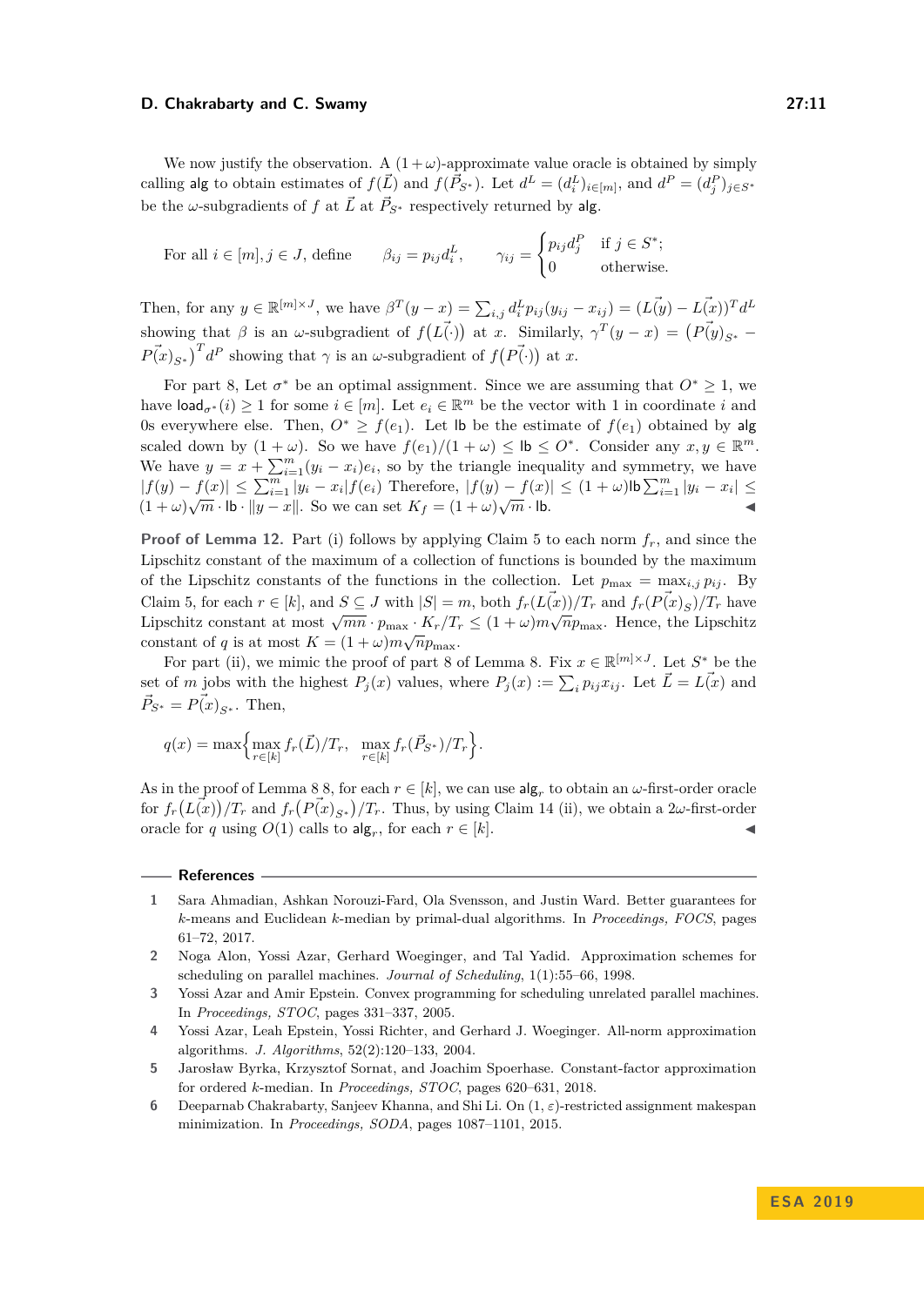We now justify the observation. A $(1+\omega)$-approximate value oracle is obtained by simply calling alg to obtain estimates of $f(\vec{L})$ and $f(\vec{P}_{S^*})$. Let $d^L = (d^L_i)_{i\in[m]}$, and $d^P = (d^P_j)_{j\in S^*}$ be the $\omega$-subgradients of $f$ at $\vec{L}$ at $\vec{P}_{S^*}$ respectively returned by alg.

For all $i \in [m], j \in J$, define $\quad \beta_{ij} = p_{ij} d^L_i, \qquad \gamma_{ij} = \begin{cases} p_{ij} d^P_j & \text{if } j \in S^*; \\ 0 & \text{otherwise.} \end{cases}$

Then, for any $y \in \mathbb{R}^{[m]\times J}$, we have $\beta^T(y-x) = \sum_{i,j} d^L_i p_{ij}(y_{ij} - x_{ij}) = (\vec{L(y)} - \vec{L(x)})^T d^L$ showing that $\beta$ is an $\omega$-subgradient of $f\big(\vec{L(\cdot)}\big)$ at $x$. Similarly, $\gamma^T(y-x) = \big(\vec{P(y)}_{S^*} - \vec{P(x)}_{S^*}\big)^T d^P$ showing that $\gamma$ is an $\omega$-subgradient of $f\big(\vec{P(\cdot)}\big)$ at $x$.

For part 8, Let $\sigma^*$ be an optimal assignment. Since we are assuming that $O^* \geq 1$, we have $\mathsf{load}_{\sigma^*}(i) \geq 1$ for some $i \in [m]$. Let $e_i \in \mathbb{R}^m$ be the vector with 1 in coordinate $i$ and 0s everywhere else. Then, $O^* \geq f(e_1)$. Let lb be the estimate of $f(e_1)$ obtained by alg scaled down by $(1+\omega)$. So we have $f(e_1)/(1+\omega) \leq \mathsf{lb} \leq O^*$. Consider any $x, y \in \mathbb{R}^m$. We have $y = x + \sum_{i=1}^m (y_i - x_i)e_i$, so by the triangle inequality and symmetry, we have $|f(y) - f(x)| \leq \sum_{i=1}^m |y_i - x_i| f(e_i)$ Therefore, $|f(y) - f(x)| \leq (1+\omega)\mathsf{lb}\sum_{i=1}^m |y_i - x_i| \leq (1+\omega)\sqrt{m}\cdot \mathsf{lb}\cdot \|y - x\|$. So we can set $K_f = (1+\omega)\sqrt{m}\cdot\mathsf{lb}$. ◀

**Proof of Lemma 12.** Part (i) follows by applying Claim 5 to each norm $f_r$, and since the Lipschitz constant of the maximum of a collection of functions is bounded by the maximum of the Lipschitz constants of the functions in the collection. Let $p_{\max} = \max_{i,j} p_{ij}$. By Claim 5, for each $r \in [k]$, and $S \subseteq J$ with $|S| = m$, both $f_r(\vec{L(x)})/T_r$ and $f_r(\vec{P(x)}_S)/T_r$ have Lipschitz constant at most $\sqrt{mn}\cdot p_{\max}\cdot K_r/T_r \leq (1+\omega)m\sqrt{n}p_{\max}$. Hence, the Lipschitz constant of $q$ is at most $K = (1+\omega)m\sqrt{n}p_{\max}$.

For part (ii), we mimic the proof of part 8 of Lemma 8. Fix $x \in \mathbb{R}^{[m]\times J}$. Let $S^*$ be the set of $m$ jobs with the highest $P_j(x)$ values, where $P_j(x) := \sum_i p_{ij}x_{ij}$. Let $\vec{L} = \vec{L(x)}$ and $\vec{P}_{S^*} = \vec{P(x)}_{S^*}$. Then,

$$q(x) = \max\Big\{\max_{r\in[k]} f_r(\vec{L})/T_r,\ \ \max_{r\in[k]} f_r(\vec{P}_{S^*})/T_r\Big\}.$$

As in the proof of Lemma 8 8, for each $r \in [k]$, we can use $\mathsf{alg}_r$ to obtain an $\omega$-first-order oracle for $f_r\big(\vec{L(x)}\big)/T_r$ and $f_r\big(\vec{P(x)}_{S^*}\big)/T_r$. Thus, by using Claim 14 (ii), we obtain a $2\omega$-first-order oracle for $q$ using $O(1)$ calls to $\mathsf{alg}_r$, for each $r \in [k]$. ◀

## References

1. Sara Ahmadian, Ashkan Norouzi-Fard, Ola Svensson, and Justin Ward. Better guarantees for $k$-means and Euclidean $k$-median by primal-dual algorithms. In *Proceedings, FOCS*, pages 61–72, 2017.
2. Noga Alon, Yossi Azar, Gerhard Woeginger, and Tal Yadid. Approximation schemes for scheduling on parallel machines. *Journal of Scheduling*, 1(1):55–66, 1998.
3. Yossi Azar and Amir Epstein. Convex programming for scheduling unrelated parallel machines. In *Proceedings, STOC*, pages 331–337, 2005.
4. Yossi Azar, Leah Epstein, Yossi Richter, and Gerhard J. Woeginger. All-norm approximation algorithms. *J. Algorithms*, 52(2):120–133, 2004.
5. Jarosław Byrka, Krzysztof Sornat, and Joachim Spoerhase. Constant-factor approximation for ordered $k$-median. In *Proceedings, STOC*, pages 620–631, 2018.
6. Deeparnab Chakrabarty, Sanjeev Khanna, and Shi Li. On $(1,\varepsilon)$-restricted assignment makespan minimization. In *Proceedings, SODA*, pages 1087–1101, 2015.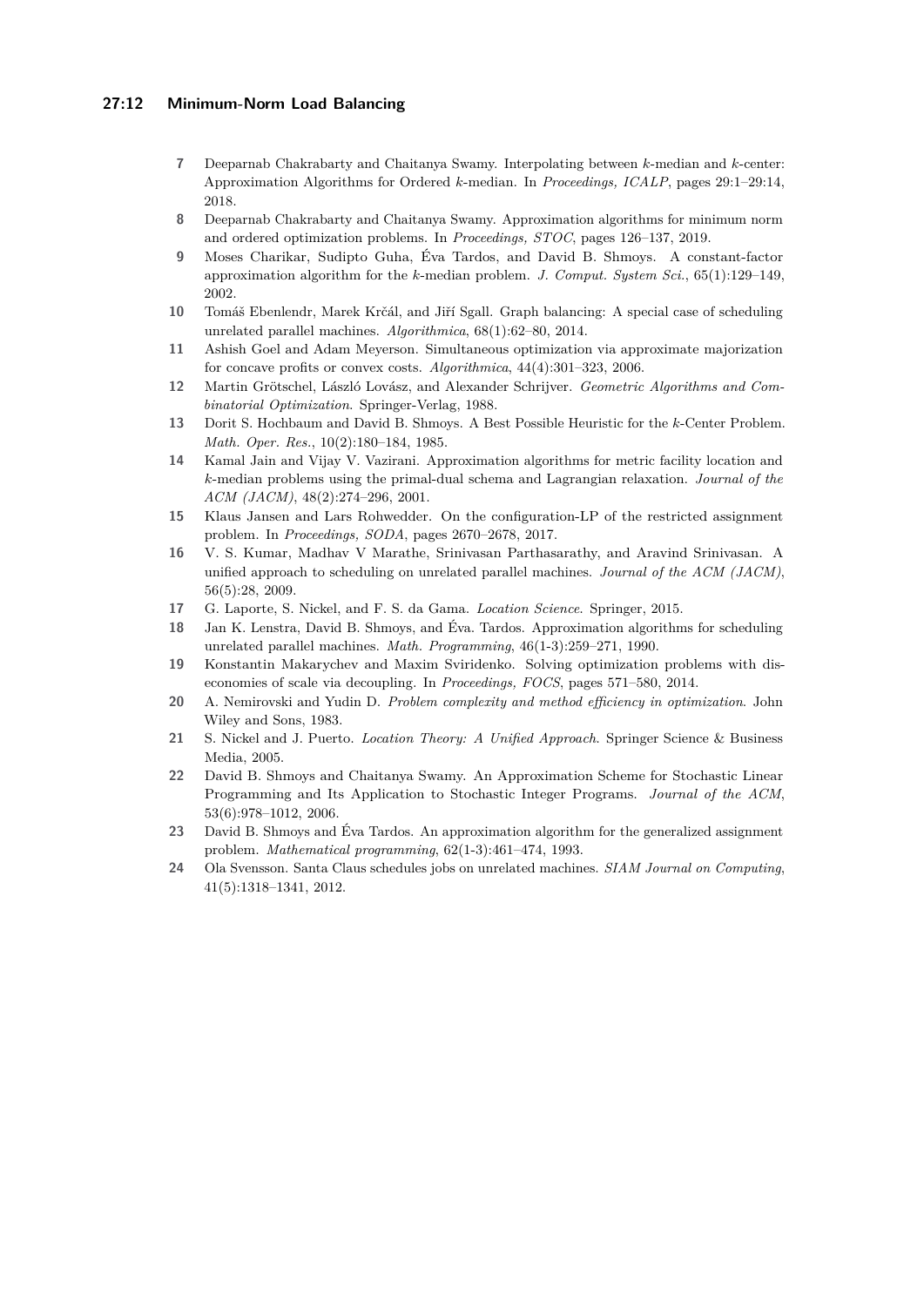7 Deeparnab Chakrabarty and Chaitanya Swamy. Interpolating between $k$-median and $k$-center: Approximation Algorithms for Ordered $k$-median. In *Proceedings, ICALP*, pages 29:1–29:14, 2018.

8 Deeparnab Chakrabarty and Chaitanya Swamy. Approximation algorithms for minimum norm and ordered optimization problems. In *Proceedings, STOC*, pages 126–137, 2019.

9 Moses Charikar, Sudipto Guha, Éva Tardos, and David B. Shmoys. A constant-factor approximation algorithm for the $k$-median problem. *J. Comput. System Sci.*, 65(1):129–149, 2002.

10 Tomáš Ebenlendr, Marek Krčál, and Jiří Sgall. Graph balancing: A special case of scheduling unrelated parallel machines. *Algorithmica*, 68(1):62–80, 2014.

11 Ashish Goel and Adam Meyerson. Simultaneous optimization via approximate majorization for concave profits or convex costs. *Algorithmica*, 44(4):301–323, 2006.

12 Martin Grötschel, László Lovász, and Alexander Schrijver. *Geometric Algorithms and Combinatorial Optimization*. Springer-Verlag, 1988.

13 Dorit S. Hochbaum and David B. Shmoys. A Best Possible Heuristic for the $k$-Center Problem. *Math. Oper. Res.*, 10(2):180–184, 1985.

14 Kamal Jain and Vijay V. Vazirani. Approximation algorithms for metric facility location and $k$-median problems using the primal-dual schema and Lagrangian relaxation. *Journal of the ACM (JACM)*, 48(2):274–296, 2001.

15 Klaus Jansen and Lars Rohwedder. On the configuration-LP of the restricted assignment problem. In *Proceedings, SODA*, pages 2670–2678, 2017.

16 V. S. Kumar, Madhav V Marathe, Srinivasan Parthasarathy, and Aravind Srinivasan. A unified approach to scheduling on unrelated parallel machines. *Journal of the ACM (JACM)*, 56(5):28, 2009.

17 G. Laporte, S. Nickel, and F. S. da Gama. *Location Science*. Springer, 2015.

18 Jan K. Lenstra, David B. Shmoys, and Éva. Tardos. Approximation algorithms for scheduling unrelated parallel machines. *Math. Programming*, 46(1-3):259–271, 1990.

19 Konstantin Makarychev and Maxim Sviridenko. Solving optimization problems with diseconomies of scale via decoupling. In *Proceedings, FOCS*, pages 571–580, 2014.

20 A. Nemirovski and Yudin D. *Problem complexity and method efficiency in optimization*. John Wiley and Sons, 1983.

21 S. Nickel and J. Puerto. *Location Theory: A Unified Approach*. Springer Science & Business Media, 2005.

22 David B. Shmoys and Chaitanya Swamy. An Approximation Scheme for Stochastic Linear Programming and Its Application to Stochastic Integer Programs. *Journal of the ACM*, 53(6):978–1012, 2006.

23 David B. Shmoys and Éva Tardos. An approximation algorithm for the generalized assignment problem. *Mathematical programming*, 62(1-3):461–474, 1993.

24 Ola Svensson. Santa Claus schedules jobs on unrelated machines. *SIAM Journal on Computing*, 41(5):1318–1341, 2012.